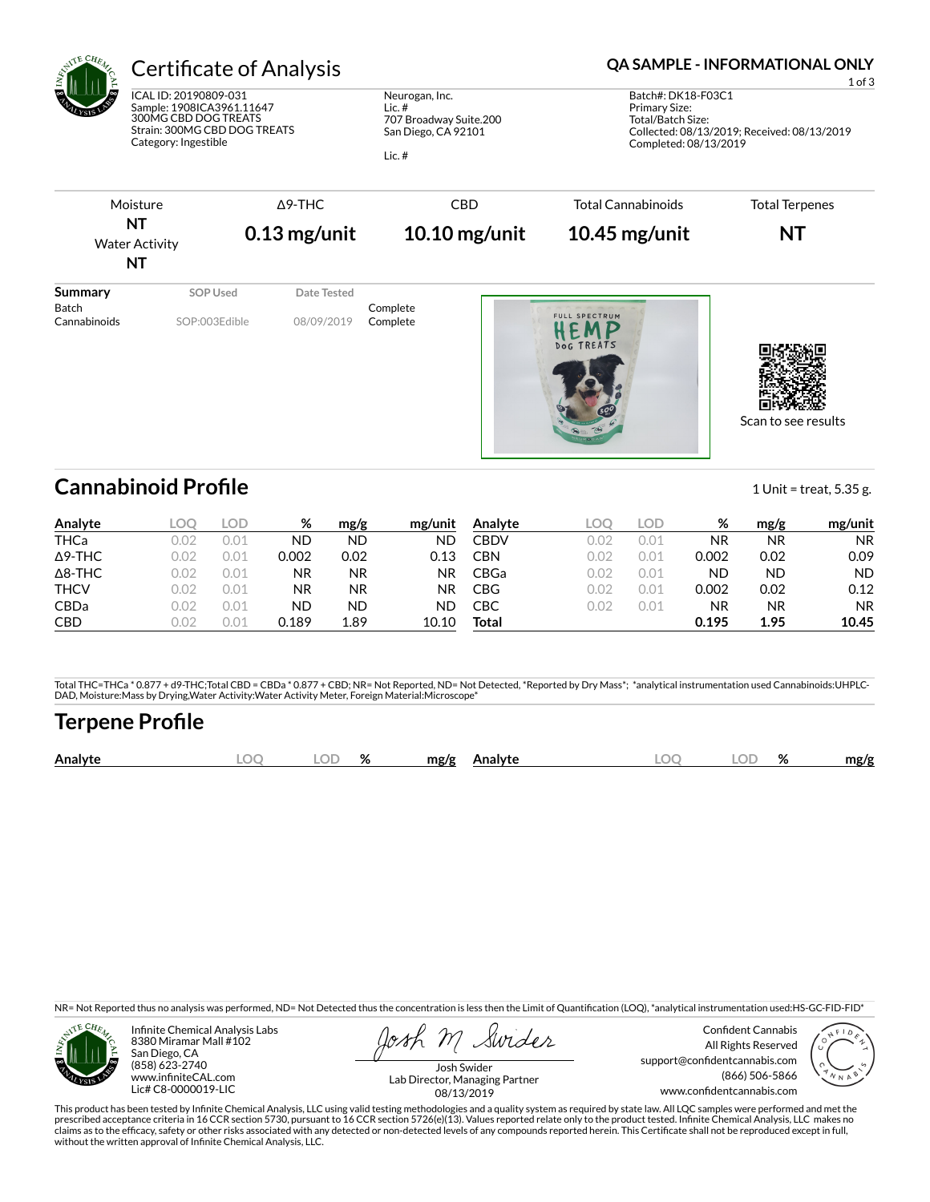# Certificate of Analysis

**QA SAMPLE - INFORMATIONAL ONLY**

ICAL ID: 20190809-031
Sample: 1908ICA3961.11647
300MG CBD DOG TREATS
Strain: 300MG CBD DOG TREATS
Category: Ingestible

Neurogan, Inc.
Lic. #
707 Broadway Suite.200
San Diego, CA 92101

Lic. #

Batch#: DK18-F03C1
Primary Size:
Total/Batch Size:
Collected: 08/13/2019; Received: 08/13/2019
Completed: 08/13/2019

| Moisture | Δ9-THC | CBD | Total Cannabinoids | Total Terpenes |
|---|---|---|---|---|
| NT | 0.13 mg/unit | 10.10 mg/unit | 10.45 mg/unit | NT |
| Water Activity NT | | | | |

| Summary | SOP Used | Date Tested | |
|---|---|---|---|
| Batch | | | Complete |
| Cannabinoids | SOP:003Edible | 08/09/2019 | Complete |

Scan to see results

## Cannabinoid Profile

1 Unit = treat, 5.35 g.

| Analyte | LOQ | LOD | % | mg/g | mg/unit | Analyte | LOQ | LOD | % | mg/g | mg/unit |
|---|---|---|---|---|---|---|---|---|---|---|---|
| THCa | 0.02 | 0.01 | ND | ND | ND | CBDV | 0.02 | 0.01 | NR | NR | NR |
| Δ9-THC | 0.02 | 0.01 | 0.002 | 0.02 | 0.13 | CBN | 0.02 | 0.01 | 0.002 | 0.02 | 0.09 |
| Δ8-THC | 0.02 | 0.01 | NR | NR | NR | CBGa | 0.02 | 0.01 | ND | ND | ND |
| THCV | 0.02 | 0.01 | NR | NR | NR | CBG | 0.02 | 0.01 | 0.002 | 0.02 | 0.12 |
| CBDa | 0.02 | 0.01 | ND | ND | ND | CBC | 0.02 | 0.01 | NR | NR | NR |
| CBD | 0.02 | 0.01 | 0.189 | 1.89 | 10.10 | **Total** | | | **0.195** | **1.95** | **10.45** |

Total THC=THCa * 0.877 + d9-THC;Total CBD = CBDa * 0.877 + CBD; NR= Not Reported, ND= Not Detected, *Reported by Dry Mass*; *analytical instrumentation used Cannabinoids:UHPLC-DAD, Moisture:Mass by Drying,Water Activity:Water Activity Meter, Foreign Material:Microscope*

## Terpene Profile

| Analyte | LOQ | LOD | % | mg/g | Analyte | LOQ | LOD | % | mg/g |
|---|---|---|---|---|---|---|---|---|---|

NR= Not Reported thus no analysis was performed, ND= Not Detected thus the concentration is less then the Limit of Quantification (LOQ), *analytical instrumentation used:HS-GC-FID-FID*

Infinite Chemical Analysis Labs
8380 Miramar Mall #102
San Diego, CA
(858) 623-2740
www.infiniteCAL.com
Lic# C8-0000019-LIC

Josh Swider
Lab Director, Managing Partner
08/13/2019

Confident Cannabis
All Rights Reserved
support@confidentcannabis.com
(866) 506-5866
www.confidentcannabis.com

This product has been tested by Infinite Chemical Analysis, LLC using valid testing methodologies and a quality system as required by state law. All LQC samples were performed and met the prescribed acceptance criteria in 16 CCR section 5730, pursuant to 16 CCR section 5726(e)(13). Values reported relate only to the product tested. Infinite Chemical Analysis, LLC makes no claims as to the efficacy, safety or other risks associated with any detected or non-detected levels of any compounds reported herein. This Certificate shall not be reproduced except in full, without the written approval of Infinite Chemical Analysis, LLC.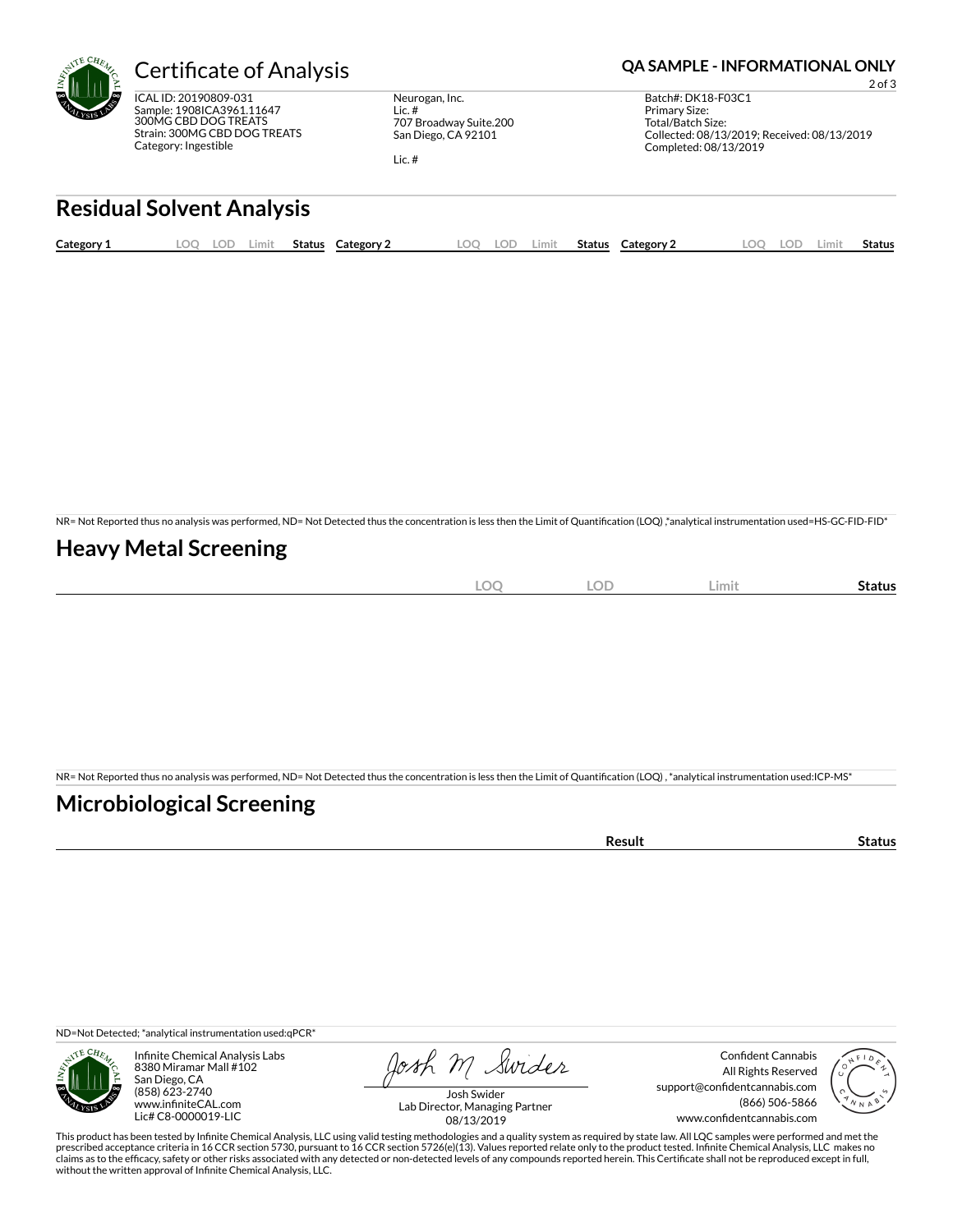# Certificate of Analysis

**QA SAMPLE - INFORMATIONAL ONLY**

ICAL ID: 20190809-031
Sample: 1908ICA3961.11647
300MG CBD DOG TREATS
Strain: 300MG CBD DOG TREATS
Category: Ingestible

Neurogan, Inc.
Lic. #
707 Broadway Suite.200
San Diego, CA 92101

Lic. #

Batch#: DK18-F03C1
Primary Size:
Total/Batch Size:
Collected: 08/13/2019; Received: 08/13/2019
Completed: 08/13/2019

## Residual Solvent Analysis

| Category 1 | LOQ | LOD | Limit | Status | Category 2 | LOQ | LOD | Limit | Status | Category 2 | LOQ | LOD | Limit | Status |
|---|---|---|---|---|---|---|---|---|---|---|---|---|---|---|

NR= Not Reported thus no analysis was performed, ND= Not Detected thus the concentration is less then the Limit of Quantification (LOQ) ,*analytical instrumentation used=HS-GC-FID-FID*

## Heavy Metal Screening

| | LOQ | LOD | Limit | Status |
|---|---|---|---|---|

NR= Not Reported thus no analysis was performed, ND= Not Detected thus the concentration is less then the Limit of Quantification (LOQ) , *analytical instrumentation used:ICP-MS*

## Microbiological Screening

| | Result | Status |
|---|---|---|

ND=Not Detected; *analytical instrumentation used:qPCR*

Infinite Chemical Analysis Labs
8380 Miramar Mall #102
San Diego, CA
(858) 623-2740
www.infiniteCAL.com
Lic# C8-0000019-LIC

Josh Swider
Lab Director, Managing Partner
08/13/2019

Confident Cannabis
All Rights Reserved
support@confidentcannabis.com
(866) 506-5866
www.confidentcannabis.com

This product has been tested by Infinite Chemical Analysis, LLC using valid testing methodologies and a quality system as required by state law. All LQC samples were performed and met the prescribed acceptance criteria in 16 CCR section 5730, pursuant to 16 CCR section 5726(e)(13). Values reported relate only to the product tested. Infinite Chemical Analysis, LLC makes no claims as to the efficacy, safety or other risks associated with any detected or non-detected levels of any compounds reported herein. This Certificate shall not be reproduced except in full, without the written approval of Infinite Chemical Analysis, LLC.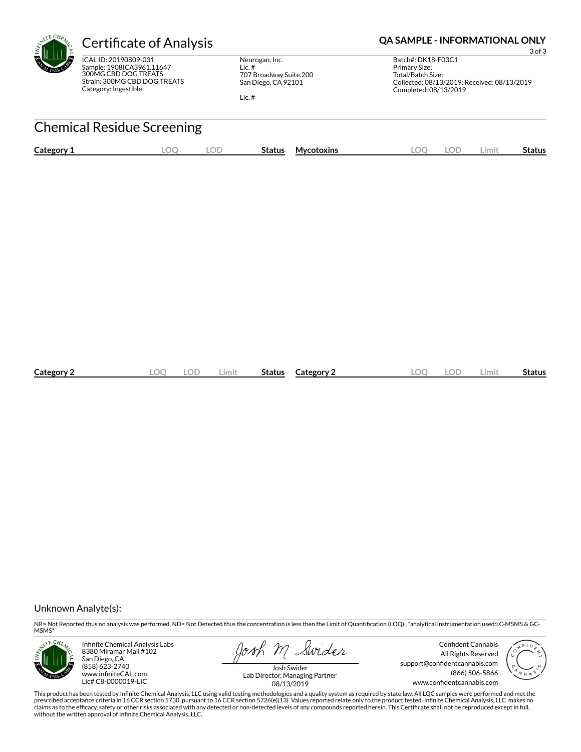# Certificate of Analysis

**QA SAMPLE - INFORMATIONAL ONLY**

ICAL ID: 20190809-031
Sample: 1908ICA3961.11647
300MG CBD DOG TREATS
Strain: 300MG CBD DOG TREATS
Category: Ingestible

Neurogan, Inc.
Lic. #
707 Broadway Suite.200
San Diego, CA 92101

Lic. #

Batch#: DK18-F03C1
Primary Size:
Total/Batch Size:
Collected: 08/13/2019; Received: 08/13/2019
Completed: 08/13/2019

## Chemical Residue Screening

| Category 1 | LOQ | LOD | Status |
|---|---|---|---|

| Mycotoxins | LOQ | LOD | Limit | Status |
|---|---|---|---|---|

| Category 2 | LOQ | LOD | Limit | Status |
|---|---|---|---|---|

| Category 2 | LOQ | LOD | Limit | Status |
|---|---|---|---|---|

Unknown Analyte(s):

NR= Not Reported thus no analysis was performed, ND= Not Detected thus the concentration is less then the Limit of Quantification (LOQ) , *analytical instrumentation used:LC-MSMS & GC-MSMS*

Infinite Chemical Analysis Labs
8380 Miramar Mall #102
San Diego, CA
(858) 623-2740
www.infiniteCAL.com
Lic# C8-0000019-LIC

Josh Swider
Lab Director, Managing Partner
08/13/2019

Confident Cannabis
All Rights Reserved
support@confidentcannabis.com
(866) 506-5866
www.confidentcannabis.com

This product has been tested by Infinite Chemical Analysis, LLC using valid testing methodologies and a quality system as required by state law. All LQC samples were performed and met the prescribed acceptance criteria in 16 CCR section 5730, pursuant to 16 CCR section 5726(e)(13). Values reported relate only to the product tested. Infinite Chemical Analysis, LLC makes no claims as to the efficacy, safety or other risks associated with any detected or non-detected levels of any compounds reported herein. This Certificate shall not be reproduced except in full, without the written approval of Infinite Chemical Analysis, LLC.